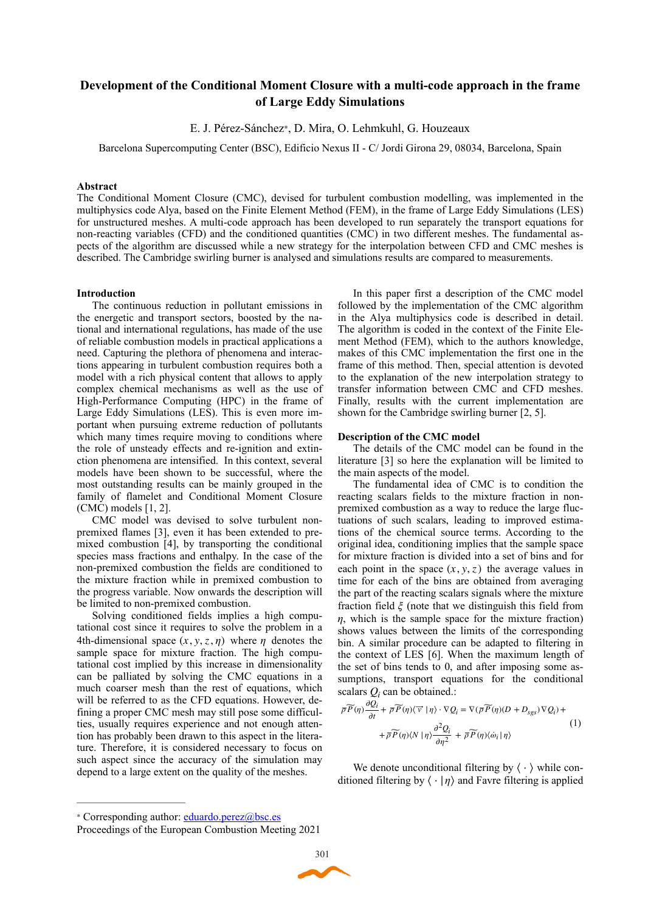# Development of the Conditional Moment Closure with a multi-code approach in the frame of Large Eddy Simulations

E. J. Pérez-Sánchez*, D. Mira, O. Lehmkuhl, G. Houzeaux

Barcelona Supercomputing Center (BSC), Edificio Nexus II - C/ Jordi Girona 29, 08034, Barcelona, Spain

## Abstract

The Conditional Moment Closure (CMC), devised for turbulent combustion modelling, was implemented in the multiphysics code Alya, based on the Finite Element Method (FEM), in the frame of Large Eddy Simulations (LES) for unstructured meshes. A multi-code approach has been developed to run separately the transport equations for non-reacting variables (CFD) and the conditioned quantities (CMC) in two different meshes. The fundamental aspects of the algorithm are discussed while a new strategy for the interpolation between CFD and CMC meshes is described. The Cambridge swirling burner is analysed and simulations results are compared to measurements.

## Introduction

The continuous reduction in pollutant emissions in the energetic and transport sectors, boosted by the national and international regulations, has made of the use of reliable combustion models in practical applications a need. Capturing the plethora of phenomena and interactions appearing in turbulent combustion requires both a model with a rich physical content that allows to apply complex chemical mechanisms as well as the use of High-Performance Computing (HPC) in the frame of Large Eddy Simulations (LES). This is even more important when pursuing extreme reduction of pollutants which many times require moving to conditions where the role of unsteady effects and re-ignition and extinction phenomena are intensified. In this context, several models have been shown to be successful, where the most outstanding results can be mainly grouped in the family of flamelet and Conditional Moment Closure (CMC) models [1, 2].

CMC model was devised to solve turbulent non-premixed flames [3], even it has been extended to premixed combustion [4], by transporting the conditional species mass fractions and enthalpy. In the case of the non-premixed combustion the fields are conditioned to the mixture fraction while in premixed combustion to the progress variable. Now onwards the description will be limited to non-premixed combustion.

Solving conditioned fields implies a high computational cost since it requires to solve the problem in a 4th-dimensional space $(x, y, z, \eta)$ where $\eta$ denotes the sample space for mixture fraction. The high computational cost implied by this increase in dimensionality can be palliated by solving the CMC equations in a much coarser mesh than the rest of equations, which will be referred to as the CFD equations. However, defining a proper CMC mesh may still pose some difficulties, usually requires experience and not enough attention has probably been drawn to this aspect in the literature. Therefore, it is considered necessary to focus on such aspect since the accuracy of the simulation may depend to a large extent on the quality of the meshes.

In this paper first a description of the CMC model followed by the implementation of the CMC algorithm in the Alya multiphysics code is described in detail. The algorithm is coded in the context of the Finite Element Method (FEM), which to the authors knowledge, makes of this CMC implementation the first one in the frame of this method. Then, special attention is devoted to the explanation of the new interpolation strategy to transfer information between CMC and CFD meshes. Finally, results with the current implementation are shown for the Cambridge swirling burner [2, 5].

## Description of the CMC model

The details of the CMC model can be found in the literature [3] so here the explanation will be limited to the main aspects of the model.

The fundamental idea of CMC is to condition the reacting scalars fields to the mixture fraction in non-premixed combustion as a way to reduce the large fluctuations of such scalars, leading to improved estimations of the chemical source terms. According to the original idea, conditioning implies that the sample space for mixture fraction is divided into a set of bins and for each point in the space $(x, y, z)$ the average values in time for each of the bins are obtained from averaging the part of the reacting scalars signals where the mixture fraction field $\xi$ (note that we distinguish this field from $\eta$, which is the sample space for the mixture fraction) shows values between the limits of the corresponding bin. A similar procedure can be adapted to filtering in the context of LES [6]. When the maximum length of the set of bins tends to 0, and after imposing some assumptions, transport equations for the conditional scalars $Q_i$ can be obtained.:

$$\bar{\rho}\widetilde{P}(\eta)\frac{\partial Q_i}{\partial t} + \bar{\rho}\widetilde{P}(\eta)\langle \vec{v} \mid \eta\rangle \cdot \nabla Q_i = \nabla(\bar{\rho}\widetilde{P}(\eta)(D + D_{sgs})\nabla Q_i) + \\ + \bar{\rho}\widetilde{P}(\eta)\langle N \mid \eta\rangle \frac{\partial^2 Q_i}{\partial \eta^2} + \bar{\rho}\widetilde{P}(\eta)\langle \dot{\omega}_i \mid \eta\rangle \tag{1}$$

We denote unconditional filtering by $\langle \cdot \rangle$ while conditioned filtering by $\langle \cdot \mid \eta\rangle$ and Favre filtering is applied

* Corresponding author: eduardo.perez@bsc.es
Proceedings of the European Combustion Meeting 2021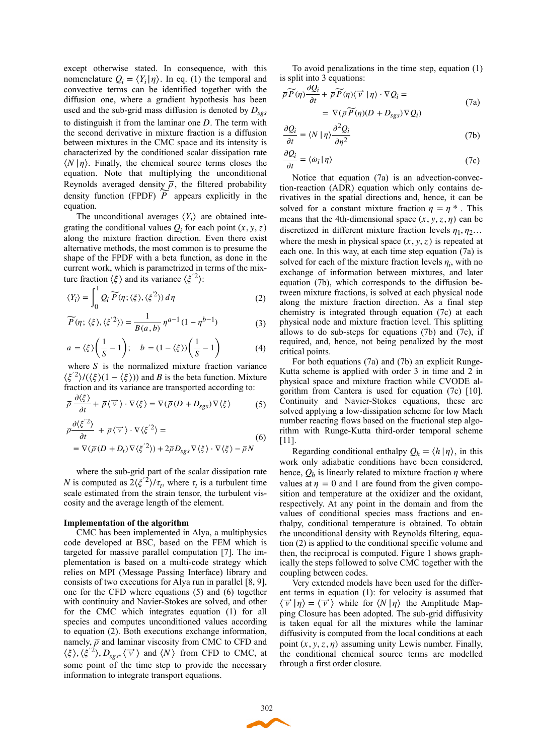except otherwise stated. In consequence, with this nomenclature $Q_i = \langle Y_i | \eta \rangle$. In eq. (1) the temporal and convective terms can be identified together with the diffusion one, where a gradient hypothesis has been used and the sub-grid mass diffusion is denoted by $D_{sgs}$ to distinguish it from the laminar one $D$. The term with the second derivative in mixture fraction is a diffusion between mixtures in the CMC space and its intensity is characterized by the conditioned scalar dissipation rate $\langle N | \eta \rangle$. Finally, the chemical source terms closes the equation. Note that multiplying the unconditional Reynolds averaged density $\overline{\rho}$, the filtered probability density function (FPDF) $\widetilde{P}$ appears explicitly in the equation.

The unconditional averages $\langle Y_i \rangle$ are obtained integrating the conditional values $Q_i$ for each point $(x, y, z)$ along the mixture fraction direction. Even there exist alternative methods, the most common is to presume the shape of the FPDF with a beta function, as done in the current work, which is parametrized in terms of the mixture fraction $\langle \xi \rangle$ and its variance $\langle \xi'^2 \rangle$:

$$\langle Y_i \rangle = \int_0^1 Q_i \, \widetilde{P}(\eta; \langle \xi \rangle, \langle \xi'^2 \rangle) \, d\eta \tag{2}$$

$$\widetilde{P}(\eta; \langle \xi \rangle, \langle \xi'^2 \rangle) = \frac{1}{B(a,b)} \eta^{a-1} (1 - \eta^{b-1}) \tag{3}$$

$$a = \langle \xi \rangle \left( \frac{1}{S} - 1 \right); \quad b = (1 - \langle \xi \rangle) \left( \frac{1}{S} - 1 \right) \tag{4}$$

where $S$ is the normalized mixture fraction variance $\langle \xi'^2 \rangle / (\langle \xi \rangle (1 - \langle \xi \rangle))$ and $B$ is the beta function. Mixture fraction and its variance are transported according to:

$$\overline{\rho} \frac{\partial \langle \xi \rangle}{\partial t} + \overline{\rho} \langle \vec{v} \rangle \cdot \nabla \langle \xi \rangle = \nabla (\overline{\rho} (D + D_{sgs}) \nabla \langle \xi \rangle \tag{5}$$

$$\begin{aligned} &\overline{\rho} \frac{\partial \langle \xi'^2 \rangle}{\partial t} + \overline{\rho} \langle \vec{v} \rangle \cdot \nabla \langle \xi'^2 \rangle = \\ &= \nabla (\overline{\rho} (D + D_t) \nabla \langle \xi'^2 \rangle) + 2 \overline{\rho} D_{sgs} \nabla \langle \xi \rangle \cdot \nabla \langle \xi \rangle - \overline{\rho} N \end{aligned} \tag{6}$$

where the sub-grid part of the scalar dissipation rate $N$ is computed as $2 \langle \xi'^2 \rangle / \tau_t$, where $\tau_t$ is a turbulent time scale estimated from the strain tensor, the turbulent viscosity and the average length of the element.

**Implementation of the algorithm**

CMC has been implemented in Alya, a multiphysics code developed at BSC, based on the FEM which is targeted for massive parallel computation [7]. The implementation is based on a multi-code strategy which relies on MPI (Message Passing Interface) library and consists of two executions for Alya run in parallel [8, 9], one for the CFD where equations (5) and (6) together with continuity and Navier-Stokes are solved, and other for the CMC which integrates equation (1) for all species and computes unconditioned values according to equation (2). Both executions exchange information, namely, $\overline{\rho}$ and laminar viscosity from CMC to CFD and $\langle \xi \rangle, \langle \xi'^2 \rangle, D_{sgs}, \langle \vec{v} \rangle$ and $\langle N \rangle$ from CFD to CMC, at some point of the time step to provide the necessary information to integrate transport equations.

To avoid penalizations in the time step, equation (1) is split into 3 equations:

$$\begin{aligned} &\overline{\rho} \widetilde{P}(\eta) \frac{\partial Q_i}{\partial t} + \overline{\rho} \widetilde{P}(\eta) \langle \vec{v} | \eta \rangle \cdot \nabla Q_i = \\ &\quad = \nabla (\overline{\rho} \widetilde{P}(\eta) (D + D_{sgs}) \nabla Q_i) \end{aligned} \tag{7a}$$

$$\frac{\partial Q_i}{\partial t} = \langle N | \eta \rangle \frac{\partial^2 Q_i}{\partial \eta^2} \tag{7b}$$

$$\frac{\partial Q_i}{\partial t} = \langle \dot{\omega}_i | \eta \rangle \tag{7c}$$

Notice that equation (7a) is an advection-convection-reaction (ADR) equation which only contains derivatives in the spatial directions and, hence, it can be solved for a constant mixture fraction $\eta = \eta*$. This means that the 4th-dimensional space $(x, y, z, \eta)$ can be discretized in different mixture fraction levels $\eta_1, \eta_2 \ldots$ where the mesh in physical space $(x, y, z)$ is repeated at each one. In this way, at each time step equation (7a) is solved for each of the mixture fraction levels $\eta_i$, with no exchange of information between mixtures, and later equation (7b), which corresponds to the diffusion between mixture fractions, is solved at each physical node along the mixture fraction direction. As a final step chemistry is integrated through equation (7c) at each physical node and mixture fraction level. This splitting allows to do sub-steps for equations (7b) and (7c), if required, and, hence, not being penalized by the most critical points.

For both equations (7a) and (7b) an explicit Runge-Kutta scheme is applied with order 3 in time and 2 in physical space and mixture fraction while CVODE algorithm from Cantera is used for equation (7c) [10]. Continuity and Navier-Stokes equations, these are solved applying a low-dissipation scheme for low Mach number reacting flows based on the fractional step algorithm with Runge-Kutta third-order temporal scheme [11].

Regarding conditional enthalpy $Q_h = \langle h | \eta \rangle$, in this work only adiabatic conditions have been considered, hence, $Q_h$ is linearly related to mixture fraction $\eta$ where values at $\eta = 0$ and 1 are found from the given composition and temperature at the oxidizer and the oxidant, respectively. At any point in the domain and from the values of conditional species mass fractions and enthalpy, conditional temperature is obtained. To obtain the unconditional density with Reynolds filtering, equation (2) is applied to the conditional specific volume and then, the reciprocal is computed. Figure 1 shows graphically the steps followed to solve CMC together with the coupling between codes.

Very extended models have been used for the different terms in equation (1): for velocity is assumed that $\langle \vec{v} | \eta \rangle = \langle \vec{v} \rangle$ while for $\langle N | \eta \rangle$ the Amplitude Mapping Closure has been adopted. The sub-grid diffusivity is taken equal for all the mixtures while the laminar diffusivity is computed from the local conditions at each point $(x, y, z, \eta)$ assuming unity Lewis number. Finally, the conditional chemical source terms are modelled through a first order closure.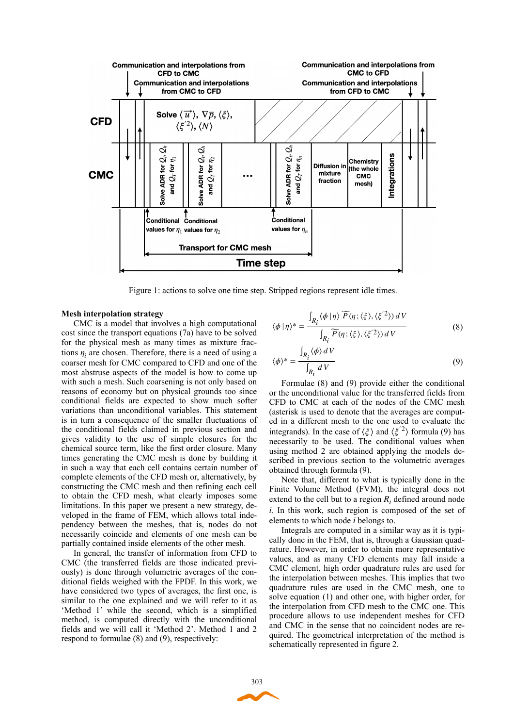Figure 1: actions to solve one time step. Stripped regions represent idle times.

**Mesh interpolation strategy**

CMC is a model that involves a high computational cost since the transport equations (7a) have to be solved for the physical mesh as many times as mixture fractions $\eta_i$ are chosen. Therefore, there is a need of using a coarser mesh for CMC compared to CFD and one of the most abstruse aspects of the model is how to come up with such a mesh. Such coarsening is not only based on reasons of economy but on physical grounds too since conditional fields are expected to show much softer variations than unconditional variables. This statement is in turn a consequence of the smaller fluctuations of the conditional fields claimed in previous section and gives validity to the use of simple closures for the chemical source term, like the first order closure. Many times generating the CMC mesh is done by building it in such a way that each cell contains certain number of complete elements of the CFD mesh or, alternatively, by constructing the CMC mesh and then refining each cell to obtain the CFD mesh, what clearly imposes some limitations. In this paper we present a new strategy, developed in the frame of FEM, which allows total independency between the meshes, that is, nodes do not necessarily coincide and elements of one mesh can be partially contained inside elements of the other mesh.

In general, the transfer of information from CFD to CMC (the transferred fields are those indicated previously) is done through volumetric averages of the conditional fields weighed with the FPDF. In this work, we have considered two types of averages, the first one, is similar to the one explained and we will refer to it as 'Method 1' while the second, which is a simplified method, is computed directly with the unconditional fields and we will call it 'Method 2'. Method 1 and 2 respond to formulae (8) and (9), respectively:

$$\langle \phi \,|\, \eta \rangle^{*} = \frac{\int_{R_i} \langle \phi \,|\, \eta \rangle \, \widetilde{P}(\eta ; \langle \xi \rangle, \langle \xi'^{2} \rangle) \, dV}{\int_{R_i} \widetilde{P}(\eta ; \langle \xi \rangle, \langle \xi'^{2} \rangle) \, dV} \tag{8}$$

$$\langle \phi \rangle^{*} = \frac{\int_{R_i} \langle \phi \rangle \, dV}{\int_{R_i} dV} \tag{9}$$

Formulae (8) and (9) provide either the conditional or the unconditional value for the transferred fields from CFD to CMC at each of the nodes of the CMC mesh (asterisk is used to denote that the averages are computed in a different mesh to the one used to evaluate the integrands). In the case of $\langle \xi \rangle$ and $\langle \xi'^{2} \rangle$ formula (9) has necessarily to be used. The conditional values when using method 2 are obtained applying the models described in previous section to the volumetric averages obtained through formula (9).

Note that, different to what is typically done in the Finite Volume Method (FVM), the integral does not extend to the cell but to a region $R_i$ defined around node $i$. In this work, such region is composed of the set of elements to which node $i$ belongs to.

Integrals are computed in a similar way as it is typically done in the FEM, that is, through a Gaussian quadrature. However, in order to obtain more representative values, and as many CFD elements may fall inside a CMC element, high order quadrature rules are used for the interpolation between meshes. This implies that two quadrature rules are used in the CMC mesh, one to solve equation (1) and other one, with higher order, for the interpolation from CFD mesh to the CMC one. This procedure allows to use independent meshes for CFD and CMC in the sense that no coincident nodes are required. The geometrical interpretation of the method is schematically represented in figure 2.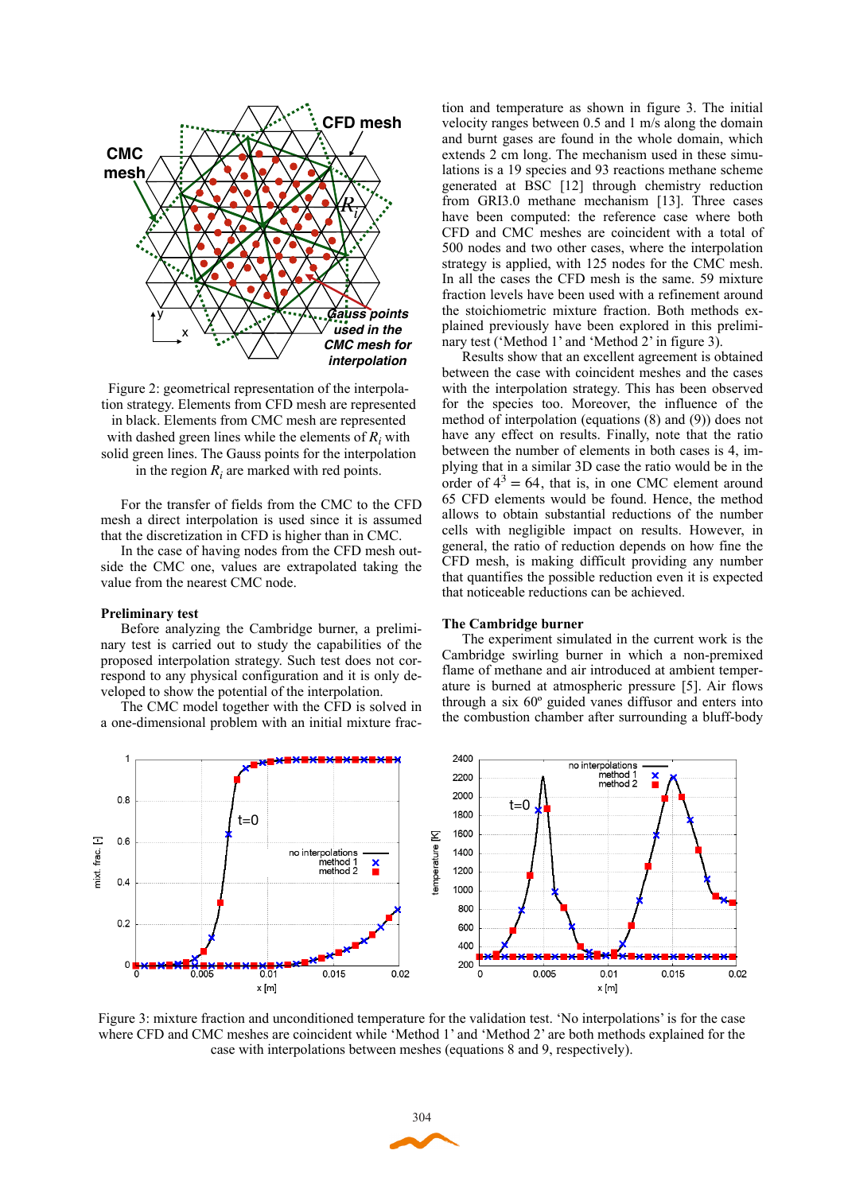Figure 2: geometrical representation of the interpolation strategy. Elements from CFD mesh are represented in black. Elements from CMC mesh are represented with dashed green lines while the elements of $R_i$ with solid green lines. The Gauss points for the interpolation in the region $R_i$ are marked with red points.

For the transfer of fields from the CMC to the CFD mesh a direct interpolation is used since it is assumed that the discretization in CFD is higher than in CMC.

In the case of having nodes from the CFD mesh outside the CMC one, values are extrapolated taking the value from the nearest CMC node.

**Preliminary test**

Before analyzing the Cambridge burner, a preliminary test is carried out to study the capabilities of the proposed interpolation strategy. Such test does not correspond to any physical configuration and it is only developed to show the potential of the interpolation.

The CMC model together with the CFD is solved in a one-dimensional problem with an initial mixture fraction and temperature as shown in figure 3. The initial velocity ranges between 0.5 and 1 m/s along the domain and burnt gases are found in the whole domain, which extends 2 cm long. The mechanism used in these simulations is a 19 species and 93 reactions methane scheme generated at BSC [12] through chemistry reduction from GRI3.0 methane mechanism [13]. Three cases have been computed: the reference case where both CFD and CMC meshes are coincident with a total of 500 nodes and two other cases, where the interpolation strategy is applied, with 125 nodes for the CMC mesh. In all the cases the CFD mesh is the same. 59 mixture fraction levels have been used with a refinement around the stoichiometric mixture fraction. Both methods explained previously have been explored in this preliminary test ('Method 1' and 'Method 2' in figure 3).

Results show that an excellent agreement is obtained between the case with coincident meshes and the cases with the interpolation strategy. This has been observed for the species too. Moreover, the influence of the method of interpolation (equations (8) and (9)) does not have any effect on results. Finally, note that the ratio between the number of elements in both cases is 4, implying that in a similar 3D case the ratio would be in the order of $4^3 = 64$, that is, in one CMC element around 65 CFD elements would be found. Hence, the method allows to obtain substantial reductions of the number cells with negligible impact on results. However, in general, the ratio of reduction depends on how fine the CFD mesh is, making difficult providing any number that quantifies the possible reduction even it is expected that noticeable reductions can be achieved.

**The Cambridge burner**

The experiment simulated in the current work is the Cambridge swirling burner in which a non-premixed flame of methane and air introduced at ambient temperature is burned at atmospheric pressure [5]. Air flows through a six 60º guided vanes diffusor and enters into the combustion chamber after surrounding a bluff-body

Figure 3: mixture fraction and unconditioned temperature for the validation test. 'No interpolations' is for the case where CFD and CMC meshes are coincident while 'Method 1' and 'Method 2' are both methods explained for the case with interpolations between meshes (equations 8 and 9, respectively).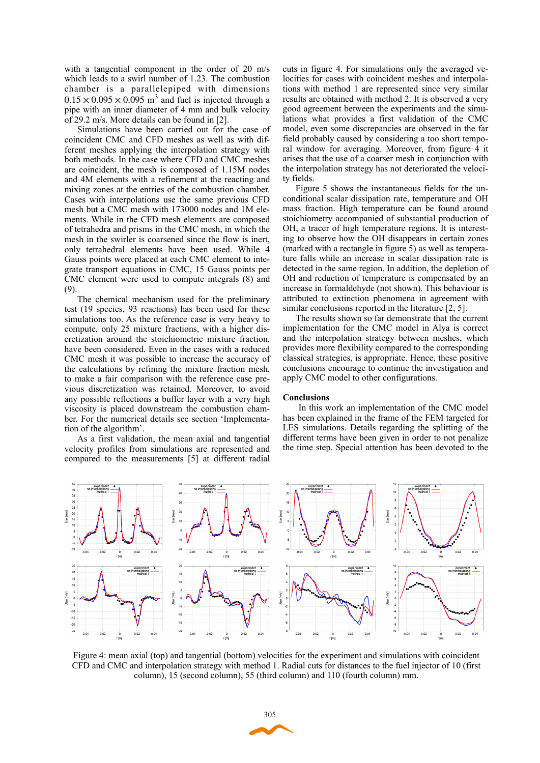with a tangential component in the order of 20 m/s which leads to a swirl number of 1.23. The combustion chamber is a parallelepiped with dimensions $0.15 \times 0.095 \times 0.095$ m$^3$ and fuel is injected through a pipe with an inner diameter of 4 mm and bulk velocity of 29.2 m/s. More details can be found in [2].

Simulations have been carried out for the case of coincident CMC and CFD meshes as well as with different meshes applying the interpolation strategy with both methods. In the case where CFD and CMC meshes are coincident, the mesh is composed of 1.15M nodes and 4M elements with a refinement at the reacting and mixing zones at the entries of the combustion chamber. Cases with interpolations use the same previous CFD mesh but a CMC mesh with 173000 nodes and 1M elements. While in the CFD mesh elements are composed of tetrahedra and prisms in the CMC mesh, in which the mesh in the swirler is coarsened since the flow is inert, only tetrahedral elements have been used. While 4 Gauss points were placed at each CMC element to integrate transport equations in CMC, 15 Gauss points per CMC element were used to compute integrals (8) and (9).

The chemical mechanism used for the preliminary test (19 species, 93 reactions) has been used for these simulations too. As the reference case is very heavy to compute, only 25 mixture fractions, with a higher discretization around the stoichiometric mixture fraction, have been considered. Even in the cases with a reduced CMC mesh it was possible to increase the accuracy of the calculations by refining the mixture fraction mesh, to make a fair comparison with the reference case previous discretization was retained. Moreover, to avoid any possible reflections a buffer layer with a very high viscosity is placed downstream the combustion chamber. For the numerical details see section 'Implementation of the algorithm'.

As a first validation, the mean axial and tangential velocity profiles from simulations are represented and compared to the measurements [5] at different radial cuts in figure 4. For simulations only the averaged velocities for cases with coincident meshes and interpolations with method 1 are represented since very similar results are obtained with method 2. It is observed a very good agreement between the experiments and the simulations what provides a first validation of the CMC model, even some discrepancies are observed in the far field probably caused by considering a too short temporal window for averaging. Moreover, from figure 4 it arises that the use of a coarser mesh in conjunction with the interpolation strategy has not deteriorated the velocity fields.

Figure 5 shows the instantaneous fields for the unconditional scalar dissipation rate, temperature and OH mass fraction. High temperature can be found around stoichiometry accompanied of substantial production of OH, a tracer of high temperature regions. It is interesting to observe how the OH disappears in certain zones (marked with a rectangle in figure 5) as well as temperature falls while an increase in scalar dissipation rate is detected in the same region. In addition, the depletion of OH and reduction of temperature is compensated by an increase in formaldehyde (not shown). This behaviour is attributed to extinction phenomena in agreement with similar conclusions reported in the literature [2, 5].

The results shown so far demonstrate that the current implementation for the CMC model in Alya is correct and the interpolation strategy between meshes, which provides more flexibility compared to the corresponding classical strategies, is appropriate. Hence, these positive conclusions encourage to continue the investigation and apply CMC model to other configurations.

## Conclusions

In this work an implementation of the CMC model has been explained in the frame of the FEM targeted for LES simulations. Details regarding the splitting of the different terms have been given in order to not penalize the time step. Special attention has been devoted to the

Figure 4: mean axial (top) and tangential (bottom) velocities for the experiment and simulations with coincident CFD and CMC and interpolation strategy with method 1. Radial cuts for distances to the fuel injector of 10 (first column), 15 (second column), 55 (third column) and 110 (fourth column) mm.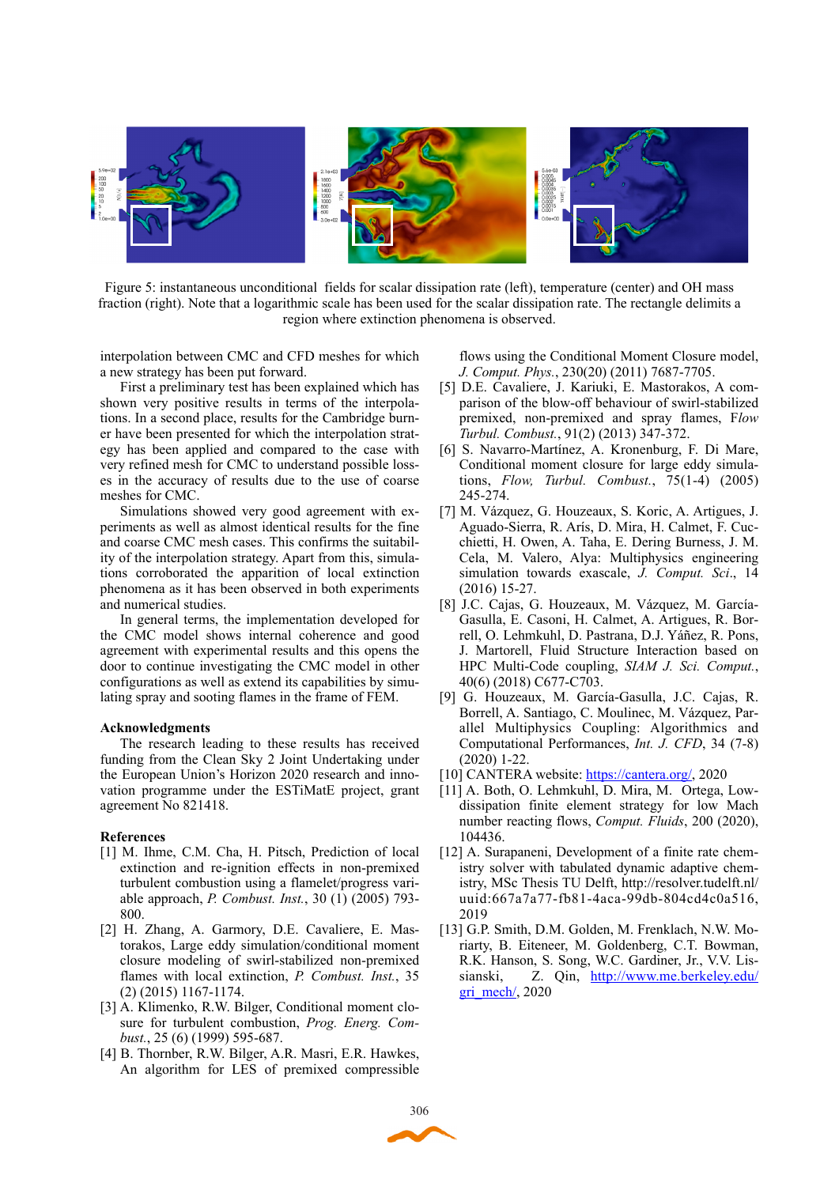5.9e+02
200
100
50
20
10
5
2
1.0e+00

2.1e+03
1800
1600
1400
1200
1000
800
600
3.0e+02

5.6e-03
0.005
0.0045
0.004
0.0035
0.003
0.0025
0.002
0.0015
0.001
0.0e+00

Figure 5: instantaneous unconditional fields for scalar dissipation rate (left), temperature (center) and OH mass fraction (right). Note that a logarithmic scale has been used for the scalar dissipation rate. The rectangle delimits a region where extinction phenomena is observed.

interpolation between CMC and CFD meshes for which a new strategy has been put forward.

First a preliminary test has been explained which has shown very positive results in terms of the interpolations. In a second place, results for the Cambridge burner have been presented for which the interpolation strategy has been applied and compared to the case with very refined mesh for CMC to understand possible losses in the accuracy of results due to the use of coarse meshes for CMC.

Simulations showed very good agreement with experiments as well as almost identical results for the fine and coarse CMC mesh cases. This confirms the suitability of the interpolation strategy. Apart from this, simulations corroborated the apparition of local extinction phenomena as it has been observed in both experiments and numerical studies.

In general terms, the implementation developed for the CMC model shows internal coherence and good agreement with experimental results and this opens the door to continue investigating the CMC model in other configurations as well as extend its capabilities by simulating spray and sooting flames in the frame of FEM.

## Acknowledgments

The research leading to these results has received funding from the Clean Sky 2 Joint Undertaking under the European Union's Horizon 2020 research and innovation programme under the ESTiMatE project, grant agreement No 821418.

## References

[1] M. Ihme, C.M. Cha, H. Pitsch, Prediction of local extinction and re-ignition effects in non-premixed turbulent combustion using a flamelet/progress variable approach, *P. Combust. Inst.*, 30 (1) (2005) 793-800.

[2] H. Zhang, A. Garmory, D.E. Cavaliere, E. Mastorakos, Large eddy simulation/conditional moment closure modeling of swirl-stabilized non-premixed flames with local extinction, *P. Combust. Inst.*, 35 (2) (2015) 1167-1174.

[3] A. Klimenko, R.W. Bilger, Conditional moment closure for turbulent combustion, *Prog. Energ. Combust.*, 25 (6) (1999) 595-687.

[4] B. Thornber, R.W. Bilger, A.R. Masri, E.R. Hawkes, An algorithm for LES of premixed compressible flows using the Conditional Moment Closure model, *J. Comput. Phys.*, 230(20) (2011) 7687-7705.

[5] D.E. Cavaliere, J. Kariuki, E. Mastorakos, A comparison of the blow-off behaviour of swirl-stabilized premixed, non-premixed and spray flames, *Flow Turbul. Combust.*, 91(2) (2013) 347-372.

[6] S. Navarro-Martínez, A. Kronenburg, F. Di Mare, Conditional moment closure for large eddy simulations, *Flow, Turbul. Combust.*, 75(1-4) (2005) 245-274.

[7] M. Vázquez, G. Houzeaux, S. Koric, A. Artigues, J. Aguado-Sierra, R. Arís, D. Mira, H. Calmet, F. Cucchietti, H. Owen, A. Taha, E. Dering Burness, J. M. Cela, M. Valero, Alya: Multiphysics engineering simulation towards exascale, *J. Comput. Sci.*, 14 (2016) 15-27.

[8] J.C. Cajas, G. Houzeaux, M. Vázquez, M. García-Gasulla, E. Casoni, H. Calmet, A. Artigues, R. Borrell, O. Lehmkuhl, D. Pastrana, D.J. Yáñez, R. Pons, J. Martorell, Fluid Structure Interaction based on HPC Multi-Code coupling, *SIAM J. Sci. Comput.*, 40(6) (2018) C677-C703.

[9] G. Houzeaux, M. García-Gasulla, J.C. Cajas, R. Borrell, A. Santiago, C. Moulinec, M. Vázquez, Parallel Multiphysics Coupling: Algorithmics and Computational Performances, *Int. J. CFD*, 34 (7-8) (2020) 1-22.

[10] CANTERA website: https://cantera.org/, 2020

[11] A. Both, O. Lehmkuhl, D. Mira, M. Ortega, Low-dissipation finite element strategy for low Mach number reacting flows, *Comput. Fluids*, 200 (2020), 104436.

[12] A. Surapaneni, Development of a finite rate chemistry solver with tabulated dynamic adaptive chemistry, MSc Thesis TU Delft, http://resolver.tudelft.nl/uuid:667a7a77-fb81-4aca-99db-804cd4c0a516, 2019

[13] G.P. Smith, D.M. Golden, M. Frenklach, N.W. Moriarty, B. Eiteneer, M. Goldenberg, C.T. Bowman, R.K. Hanson, S. Song, W.C. Gardiner, Jr., V.V. Lissianski, Z. Qin, http://www.me.berkeley.edu/gri_mech/, 2020